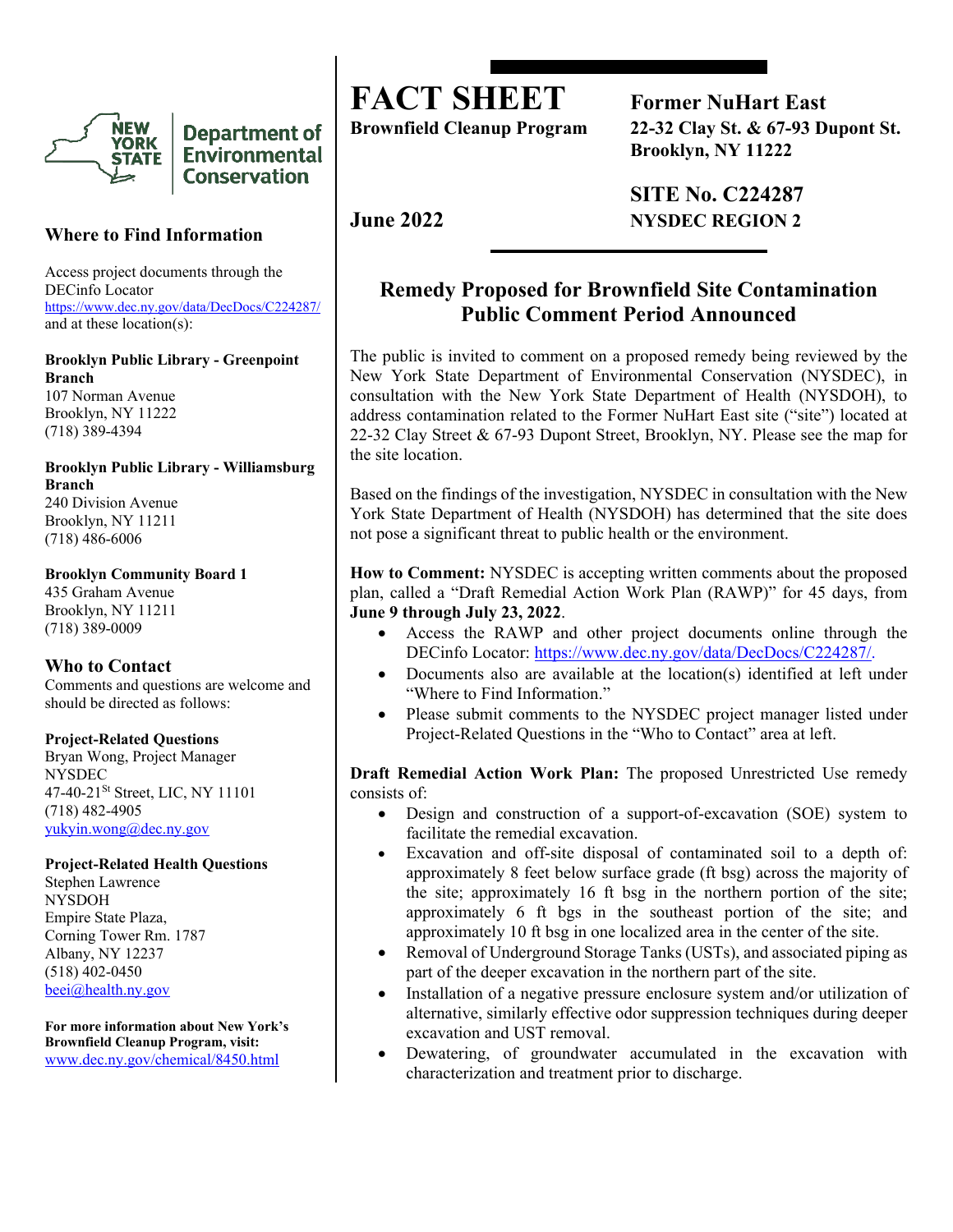# FACT SHEET

**Brownfield Cleanup Program**

**Former NuHart East**
**22-32 Clay St. & 67-93 Dupont St.**
**Brooklyn, NY 11222**

**SITE No. C224287**
**NYSDEC REGION 2**

**June 2022**

## Remedy Proposed for Brownfield Site Contamination Public Comment Period Announced

The public is invited to comment on a proposed remedy being reviewed by the New York State Department of Environmental Conservation (NYSDEC), in consultation with the New York State Department of Health (NYSDOH), to address contamination related to the Former NuHart East site ("site") located at 22-32 Clay Street & 67-93 Dupont Street, Brooklyn, NY. Please see the map for the site location.

Based on the findings of the investigation, NYSDEC in consultation with the New York State Department of Health (NYSDOH) has determined that the site does not pose a significant threat to public health or the environment.

**How to Comment:** NYSDEC is accepting written comments about the proposed plan, called a "Draft Remedial Action Work Plan (RAWP)" for 45 days, from **June 9 through July 23, 2022**.

- Access the RAWP and other project documents online through the DECinfo Locator: https://www.dec.ny.gov/data/DecDocs/C224287/.
- Documents also are available at the location(s) identified at left under "Where to Find Information."
- Please submit comments to the NYSDEC project manager listed under Project-Related Questions in the "Who to Contact" area at left.

**Draft Remedial Action Work Plan:** The proposed Unrestricted Use remedy consists of:

- Design and construction of a support-of-excavation (SOE) system to facilitate the remedial excavation.
- Excavation and off-site disposal of contaminated soil to a depth of: approximately 8 feet below surface grade (ft bsg) across the majority of the site; approximately 16 ft bsg in the northern portion of the site; approximately 6 ft bgs in the southeast portion of the site; and approximately 10 ft bsg in one localized area in the center of the site.
- Removal of Underground Storage Tanks (USTs), and associated piping as part of the deeper excavation in the northern part of the site.
- Installation of a negative pressure enclosure system and/or utilization of alternative, similarly effective odor suppression techniques during deeper excavation and UST removal.
- Dewatering, of groundwater accumulated in the excavation with characterization and treatment prior to discharge.

### Where to Find Information

Access project documents through the DECinfo Locator
https://www.dec.ny.gov/data/DecDocs/C224287/
and at these location(s):

**Brooklyn Public Library - Greenpoint Branch**
107 Norman Avenue
Brooklyn, NY 11222
(718) 389-4394

**Brooklyn Public Library - Williamsburg Branch**
240 Division Avenue
Brooklyn, NY 11211
(718) 486-6006

**Brooklyn Community Board 1**
435 Graham Avenue
Brooklyn, NY 11211
(718) 389-0009

### Who to Contact

Comments and questions are welcome and should be directed as follows:

**Project-Related Questions**
Bryan Wong, Project Manager
NYSDEC
47-40-21St Street, LIC, NY 11101
(718) 482-4905
yukyin.wong@dec.ny.gov

**Project-Related Health Questions**
Stephen Lawrence
NYSDOH
Empire State Plaza,
Corning Tower Rm. 1787
Albany, NY 12237
(518) 402-0450
beei@health.ny.gov

**For more information about New York's Brownfield Cleanup Program, visit:**
www.dec.ny.gov/chemical/8450.html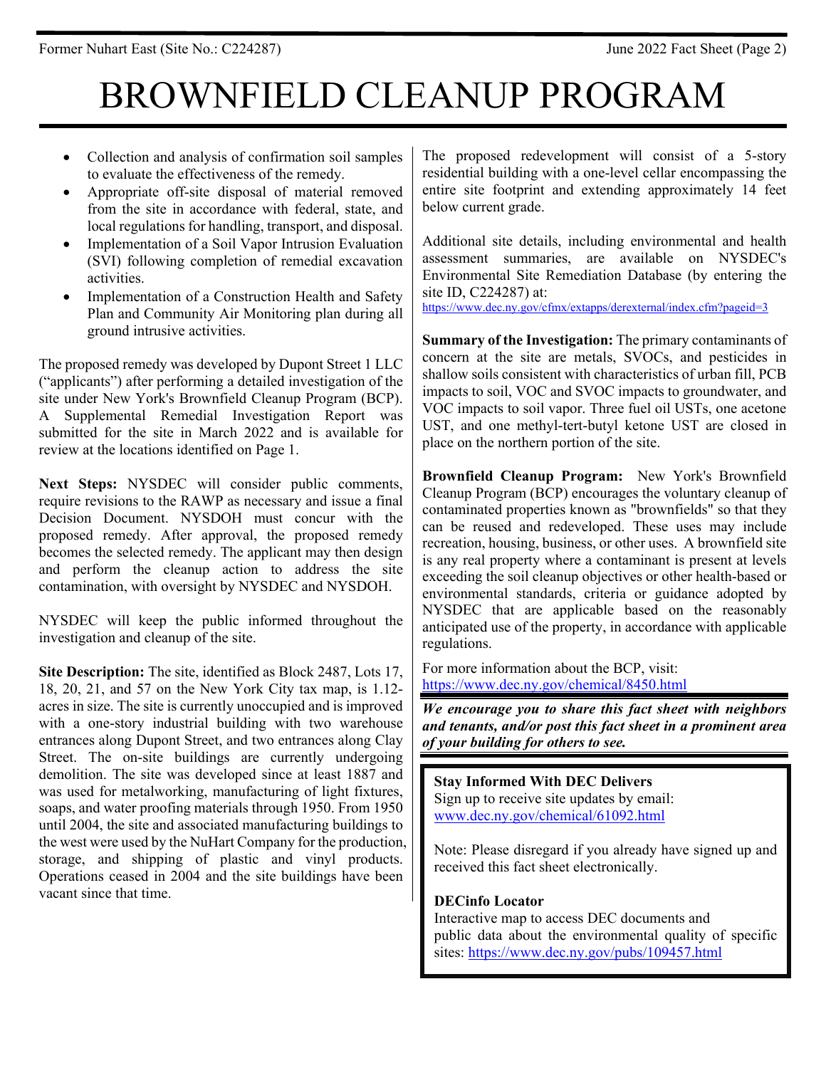# BROWNFIELD CLEANUP PROGRAM

- Collection and analysis of confirmation soil samples to evaluate the effectiveness of the remedy.
- Appropriate off-site disposal of material removed from the site in accordance with federal, state, and local regulations for handling, transport, and disposal.
- Implementation of a Soil Vapor Intrusion Evaluation (SVI) following completion of remedial excavation activities.
- Implementation of a Construction Health and Safety Plan and Community Air Monitoring plan during all ground intrusive activities.

The proposed remedy was developed by Dupont Street 1 LLC ("applicants") after performing a detailed investigation of the site under New York's Brownfield Cleanup Program (BCP). A Supplemental Remedial Investigation Report was submitted for the site in March 2022 and is available for review at the locations identified on Page 1.

**Next Steps:** NYSDEC will consider public comments, require revisions to the RAWP as necessary and issue a final Decision Document. NYSDOH must concur with the proposed remedy. After approval, the proposed remedy becomes the selected remedy. The applicant may then design and perform the cleanup action to address the site contamination, with oversight by NYSDEC and NYSDOH.

NYSDEC will keep the public informed throughout the investigation and cleanup of the site.

**Site Description:** The site, identified as Block 2487, Lots 17, 18, 20, 21, and 57 on the New York City tax map, is 1.12-acres in size. The site is currently unoccupied and is improved with a one-story industrial building with two warehouse entrances along Dupont Street, and two entrances along Clay Street. The on-site buildings are currently undergoing demolition. The site was developed since at least 1887 and was used for metalworking, manufacturing of light fixtures, soaps, and water proofing materials through 1950. From 1950 until 2004, the site and associated manufacturing buildings to the west were used by the NuHart Company for the production, storage, and shipping of plastic and vinyl products. Operations ceased in 2004 and the site buildings have been vacant since that time.

The proposed redevelopment will consist of a 5-story residential building with a one-level cellar encompassing the entire site footprint and extending approximately 14 feet below current grade.

Additional site details, including environmental and health assessment summaries, are available on NYSDEC's Environmental Site Remediation Database (by entering the site ID, C224287) at:
https://www.dec.ny.gov/cfmx/extapps/derexternal/index.cfm?pageid=3

**Summary of the Investigation:** The primary contaminants of concern at the site are metals, SVOCs, and pesticides in shallow soils consistent with characteristics of urban fill, PCB impacts to soil, VOC and SVOC impacts to groundwater, and VOC impacts to soil vapor. Three fuel oil USTs, one acetone UST, and one methyl-tert-butyl ketone UST are closed in place on the northern portion of the site.

**Brownfield Cleanup Program:** New York's Brownfield Cleanup Program (BCP) encourages the voluntary cleanup of contaminated properties known as "brownfields" so that they can be reused and redeveloped. These uses may include recreation, housing, business, or other uses. A brownfield site is any real property where a contaminant is present at levels exceeding the soil cleanup objectives or other health-based or environmental standards, criteria or guidance adopted by NYSDEC that are applicable based on the reasonably anticipated use of the property, in accordance with applicable regulations.

For more information about the BCP, visit:
https://www.dec.ny.gov/chemical/8450.html

***We encourage you to share this fact sheet with neighbors and tenants, and/or post this fact sheet in a prominent area of your building for others to see.***

**Stay Informed With DEC Delivers**
Sign up to receive site updates by email:
www.dec.ny.gov/chemical/61092.html

Note: Please disregard if you already have signed up and received this fact sheet electronically.

**DECinfo Locator**
Interactive map to access DEC documents and public data about the environmental quality of specific sites: https://www.dec.ny.gov/pubs/109457.html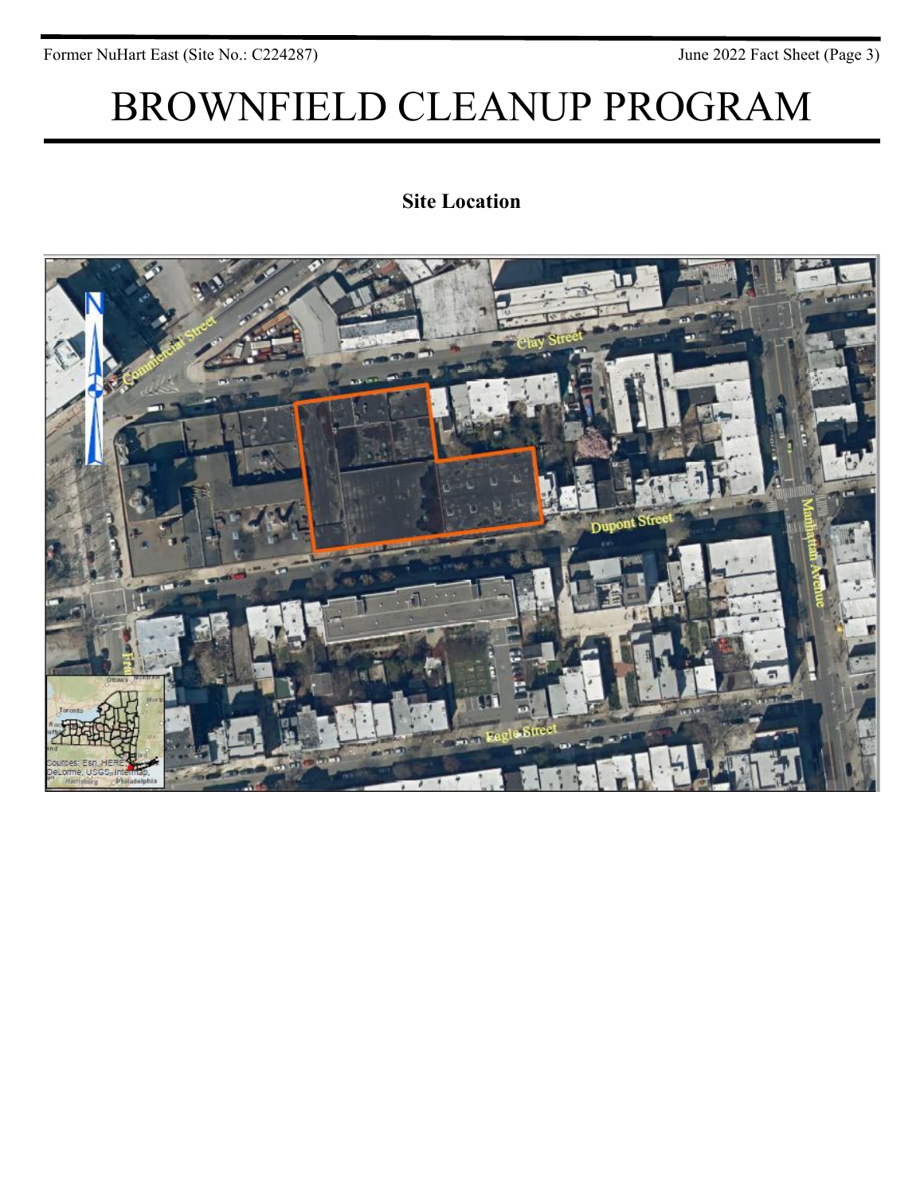# BROWNFIELD CLEANUP PROGRAM

**Site Location**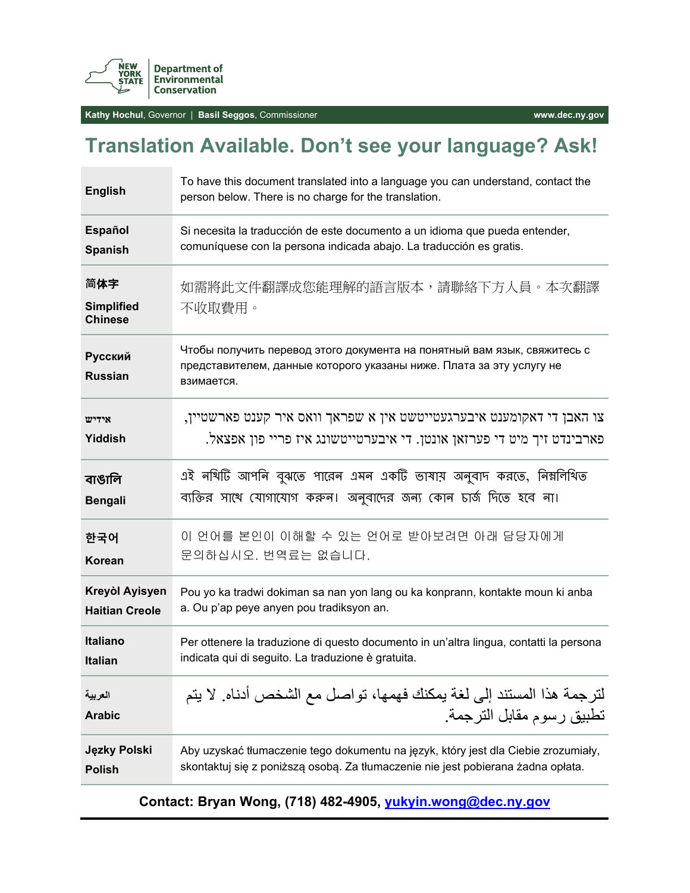**Department of Environmental Conservation**

**Kathy Hochul**, Governor | **Basil Seggos**, Commissioner **www.dec.ny.gov**

# Translation Available. Don't see your language? Ask!

| | |
|---|---|
| **English** | To have this document translated into a language you can understand, contact the person below. There is no charge for the translation. |
| **Español** **Spanish** | Si necesita la traducción de este documento a un idioma que pueda entender, comuníquese con la persona indicada abajo. La traducción es gratis. |
| **简体字** **Simplified Chinese** | 如需將此文件翻譯成您能理解的語言版本，請聯絡下方人員。本次翻譯不收取費用。 |
| **Русский** **Russian** | Чтобы получить перевод этого документа на понятный вам язык, свяжитесь с представителем, данные которого указаны ниже. Плата за эту услугу не взимается. |
| **אידיש** **Yiddish** | צו האבן די דאקומענט איבערגעטייטשט אין א שפראך וואס איר קענט פארשטיין, פארבינדט זיך מיט די פערזאן אונטן. די איבערטייטשונג איז פריי פון אפצאל. |
| **বাঙালি** **Bengali** | এই নথিটি আপনি বুঝতে পারেন এমন একটি ভাষায় অনুবাদ করতে, নিম্নলিখিত ব্যক্তির সাথে যোগাযোগ করুন। অনুবাদের জন্য কোন চার্জ দিতে হবে না। |
| **한국어** **Korean** | 이 언어를 본인이 이해할 수 있는 언어로 받아보려면 아래 담당자에게 문의하십시오. 번역료는 없습니다. |
| **Kreyòl Ayisyen** **Haitian Creole** | Pou yo ka tradwi dokiman sa nan yon lang ou ka konprann, kontakte moun ki anba a. Ou p'ap peye anyen pou tradiksyon an. |
| **Italiano** **Italian** | Per ottenere la traduzione di questo documento in un'altra lingua, contatti la persona indicata qui di seguito. La traduzione è gratuita. |
| **العربية** **Arabic** | لترجمة هذا المستند إلى لغة يمكنك فهمها، تواصل مع الشخص أدناه. لا يتم تطبيق رسوم مقابل الترجمة. |
| **Jęzky Polski** **Polish** | Aby uzyskać tłumaczenie tego dokumentu na język, który jest dla Ciebie zrozumiały, skontaktuj się z poniższą osobą. Za tłumaczenie nie jest pobierana żadna opłata. |

**Contact: Bryan Wong, (718) 482-4905, yukyin.wong@dec.ny.gov**